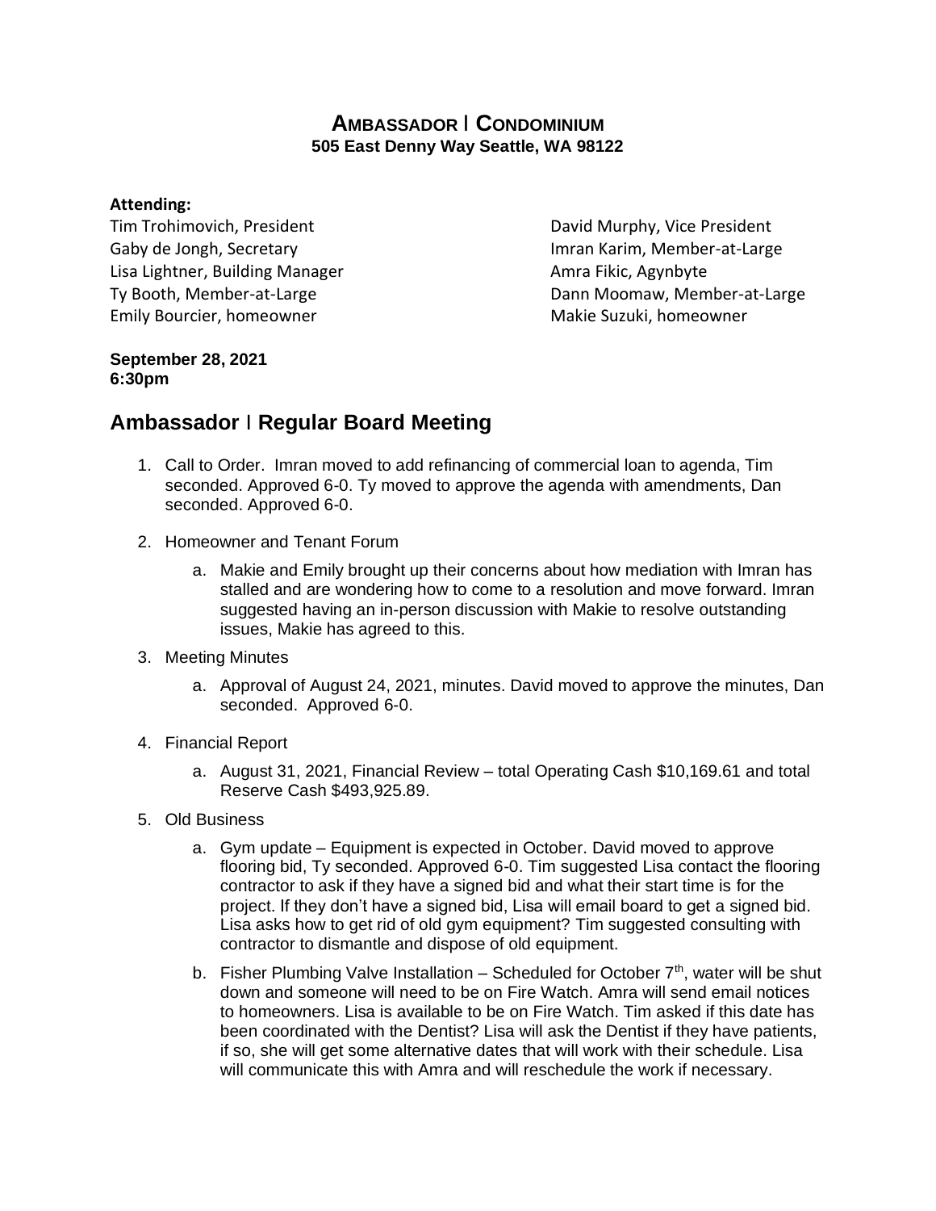# AMBASSADOR | CONDOMINIUM

**505 East Denny Way Seattle, WA 98122**

**Attending:**

Tim Trohimovich, President
David Murphy, Vice President
Gaby de Jongh, Secretary
Imran Karim, Member-at-Large
Lisa Lightner, Building Manager
Amra Fikic, Agynbyte
Ty Booth, Member-at-Large
Dann Moomaw, Member-at-Large
Emily Bourcier, homeowner
Makie Suzuki, homeowner

**September 28, 2021**
**6:30pm**

## Ambassador | Regular Board Meeting

1. Call to Order. Imran moved to add refinancing of commercial loan to agenda, Tim seconded. Approved 6-0. Ty moved to approve the agenda with amendments, Dan seconded. Approved 6-0.

2. Homeowner and Tenant Forum
   a. Makie and Emily brought up their concerns about how mediation with Imran has stalled and are wondering how to come to a resolution and move forward. Imran suggested having an in-person discussion with Makie to resolve outstanding issues, Makie has agreed to this.

3. Meeting Minutes
   a. Approval of August 24, 2021, minutes. David moved to approve the minutes, Dan seconded. Approved 6-0.

4. Financial Report
   a. August 31, 2021, Financial Review – total Operating Cash $10,169.61 and total Reserve Cash $493,925.89.

5. Old Business
   a. Gym update – Equipment is expected in October. David moved to approve flooring bid, Ty seconded. Approved 6-0. Tim suggested Lisa contact the flooring contractor to ask if they have a signed bid and what their start time is for the project. If they don't have a signed bid, Lisa will email board to get a signed bid. Lisa asks how to get rid of old gym equipment? Tim suggested consulting with contractor to dismantle and dispose of old equipment.
   b. Fisher Plumbing Valve Installation – Scheduled for October 7th, water will be shut down and someone will need to be on Fire Watch. Amra will send email notices to homeowners. Lisa is available to be on Fire Watch. Tim asked if this date has been coordinated with the Dentist? Lisa will ask the Dentist if they have patients, if so, she will get some alternative dates that will work with their schedule. Lisa will communicate this with Amra and will reschedule the work if necessary.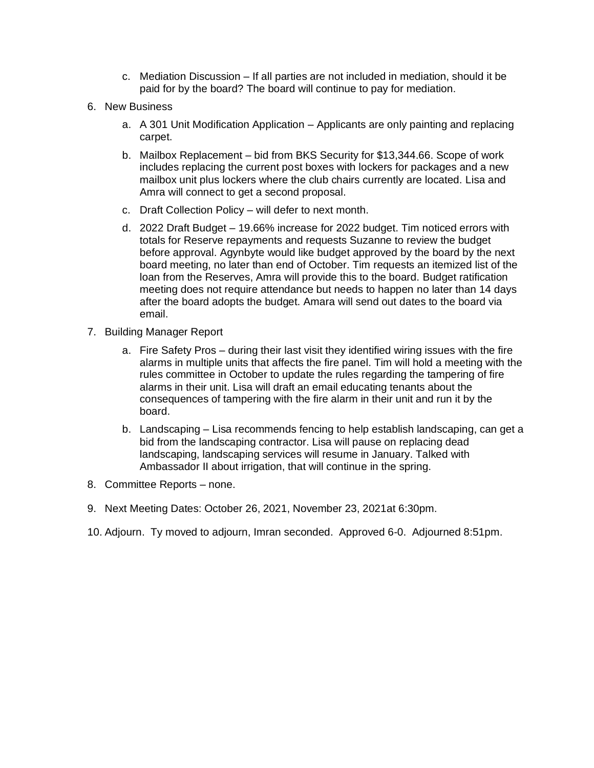c. Mediation Discussion – If all parties are not included in mediation, should it be paid for by the board? The board will continue to pay for mediation.

6. New Business

   a. A 301 Unit Modification Application – Applicants are only painting and replacing carpet.

   b. Mailbox Replacement – bid from BKS Security for $13,344.66. Scope of work includes replacing the current post boxes with lockers for packages and a new mailbox unit plus lockers where the club chairs currently are located. Lisa and Amra will connect to get a second proposal.

   c. Draft Collection Policy – will defer to next month.

   d. 2022 Draft Budget – 19.66% increase for 2022 budget. Tim noticed errors with totals for Reserve repayments and requests Suzanne to review the budget before approval. Agynbyte would like budget approved by the board by the next board meeting, no later than end of October. Tim requests an itemized list of the loan from the Reserves, Amra will provide this to the board. Budget ratification meeting does not require attendance but needs to happen no later than 14 days after the board adopts the budget. Amara will send out dates to the board via email.

7. Building Manager Report

   a. Fire Safety Pros – during their last visit they identified wiring issues with the fire alarms in multiple units that affects the fire panel. Tim will hold a meeting with the rules committee in October to update the rules regarding the tampering of fire alarms in their unit. Lisa will draft an email educating tenants about the consequences of tampering with the fire alarm in their unit and run it by the board.

   b. Landscaping – Lisa recommends fencing to help establish landscaping, can get a bid from the landscaping contractor. Lisa will pause on replacing dead landscaping, landscaping services will resume in January. Talked with Ambassador II about irrigation, that will continue in the spring.

8. Committee Reports – none.

9. Next Meeting Dates: October 26, 2021, November 23, 2021at 6:30pm.

10. Adjourn. Ty moved to adjourn, Imran seconded. Approved 6-0. Adjourned 8:51pm.